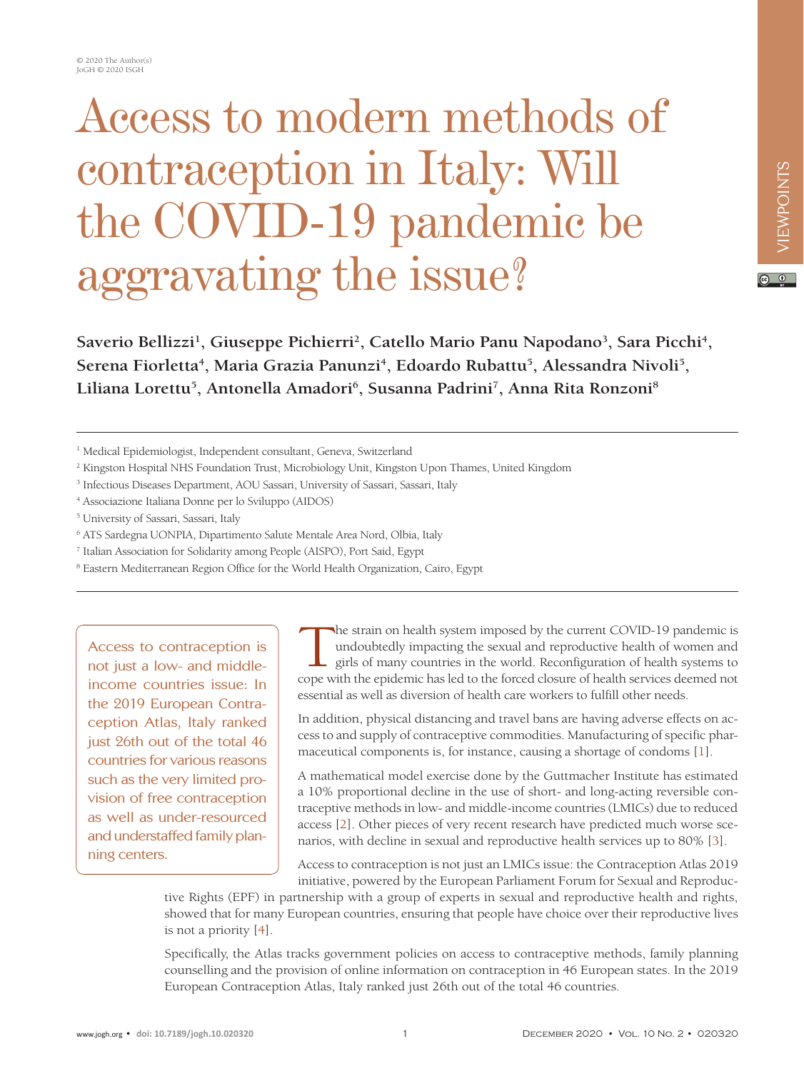# Access to modern methods of contraception in Italy: Will the COVID-19 pandemic be aggravating the issue?

**Saverio Bellizzi[1], Giuseppe Pichierri[2], Catello Mario Panu Napodano[3], Sara Picchi[4], Serena Fiorletta[4], Maria Grazia Panunzi[4], Edoardo Rubattu[5], Alessandra Nivoli[5], Liliana Lorettu[5], Antonella Amadori[6], Susanna Padrini[7], Anna Rita Ronzoni[8]**

[1] Medical Epidemiologist, Independent consultant, Geneva, Switzerland
[2] Kingston Hospital NHS Foundation Trust, Microbiology Unit, Kingston Upon Thames, United Kingdom
[3] Infectious Diseases Department, AOU Sassari, University of Sassari, Sassari, Italy
[4] Associazione Italiana Donne per lo Sviluppo (AIDOS)
[5] University of Sassari, Sassari, Italy
[6] ATS Sardegna UONPIA, Dipartimento Salute Mentale Area Nord, Olbia, Italy
[7] Italian Association for Solidarity among People (AISPO), Port Said, Egypt
[8] Eastern Mediterranean Region Office for the World Health Organization, Cairo, Egypt

> Access to contraception is not just a low- and middle-income countries issue: In the 2019 European Contraception Atlas, Italy ranked just 26th out of the total 46 countries for various reasons such as the very limited provision of free contraception as well as under-resourced and understaffed family planning centers.

The strain on health system imposed by the current COVID-19 pandemic is undoubtedly impacting the sexual and reproductive health of women and girls of many countries in the world. Reconfiguration of health systems to cope with the epidemic has led to the forced closure of health services deemed not essential as well as diversion of health care workers to fulfill other needs.

In addition, physical distancing and travel bans are having adverse effects on access to and supply of contraceptive commodities. Manufacturing of specific pharmaceutical components is, for instance, causing a shortage of condoms [1].

A mathematical model exercise done by the Guttmacher Institute has estimated a 10% proportional decline in the use of short- and long-acting reversible contraceptive methods in low- and middle-income countries (LMICs) due to reduced access [2]. Other pieces of very recent research have predicted much worse scenarios, with decline in sexual and reproductive health services up to 80% [3].

Access to contraception is not just an LMICs issue: the Contraception Atlas 2019 initiative, powered by the European Parliament Forum for Sexual and Reproductive Rights (EPF) in partnership with a group of experts in sexual and reproductive health and rights, showed that for many European countries, ensuring that people have choice over their reproductive lives is not a priority [4].

Specifically, the Atlas tracks government policies on access to contraceptive methods, family planning counselling and the provision of online information on contraception in 46 European states. In the 2019 European Contraception Atlas, Italy ranked just 26th out of the total 46 countries.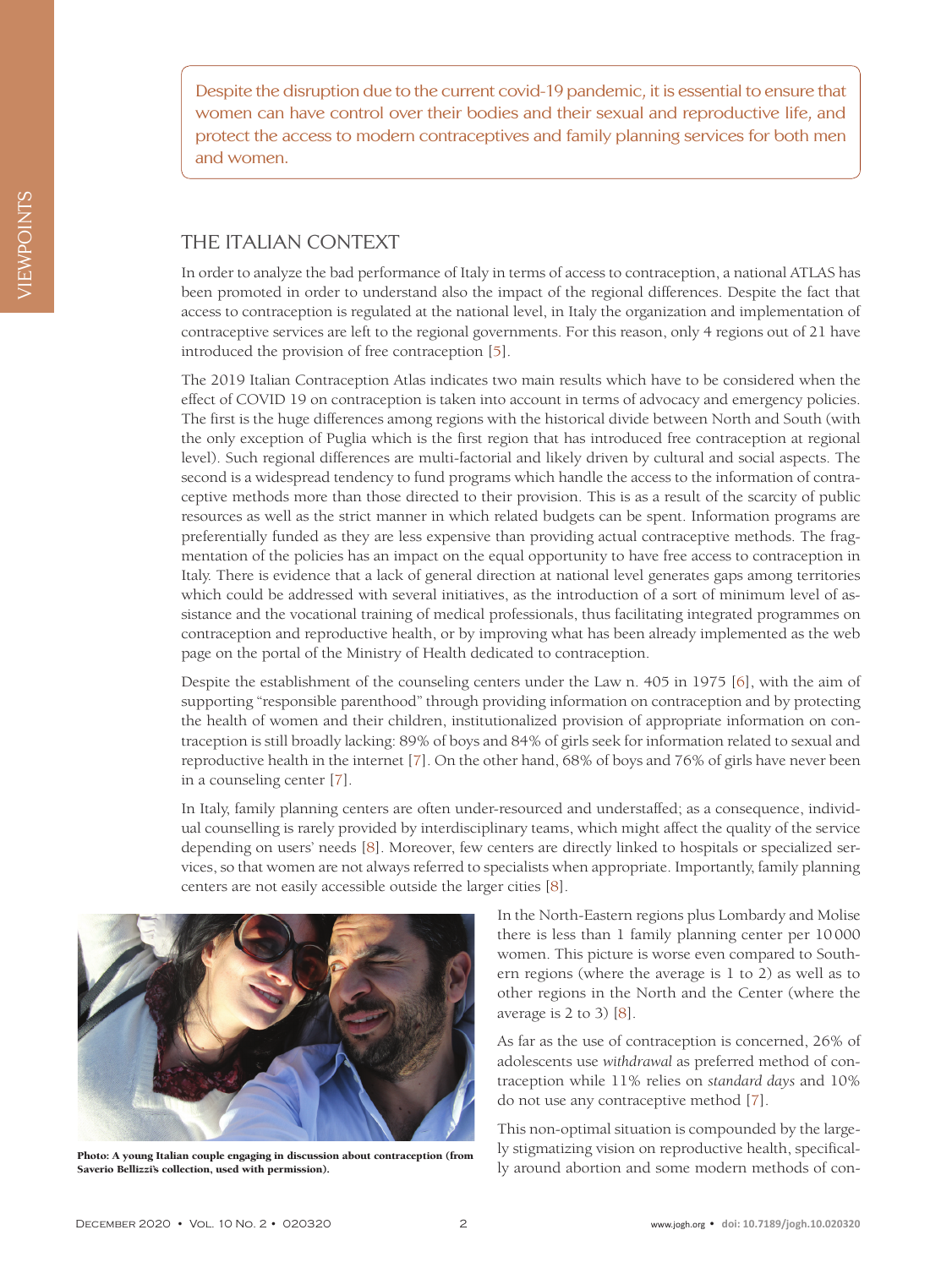Despite the disruption due to the current covid-19 pandemic, it is essential to ensure that women can have control over their bodies and their sexual and reproductive life, and protect the access to modern contraceptives and family planning services for both men and women.

## THE ITALIAN CONTEXT

In order to analyze the bad performance of Italy in terms of access to contraception, a national ATLAS has been promoted in order to understand also the impact of the regional differences. Despite the fact that access to contraception is regulated at the national level, in Italy the organization and implementation of contraceptive services are left to the regional governments. For this reason, only 4 regions out of 21 have introduced the provision of free contraception [5].

The 2019 Italian Contraception Atlas indicates two main results which have to be considered when the effect of COVID 19 on contraception is taken into account in terms of advocacy and emergency policies. The first is the huge differences among regions with the historical divide between North and South (with the only exception of Puglia which is the first region that has introduced free contraception at regional level). Such regional differences are multi-factorial and likely driven by cultural and social aspects. The second is a widespread tendency to fund programs which handle the access to the information of contraceptive methods more than those directed to their provision. This is as a result of the scarcity of public resources as well as the strict manner in which related budgets can be spent. Information programs are preferentially funded as they are less expensive than providing actual contraceptive methods. The fragmentation of the policies has an impact on the equal opportunity to have free access to contraception in Italy. There is evidence that a lack of general direction at national level generates gaps among territories which could be addressed with several initiatives, as the introduction of a sort of minimum level of assistance and the vocational training of medical professionals, thus facilitating integrated programmes on contraception and reproductive health, or by improving what has been already implemented as the web page on the portal of the Ministry of Health dedicated to contraception.

Despite the establishment of the counseling centers under the Law n. 405 in 1975 [6], with the aim of supporting "responsible parenthood" through providing information on contraception and by protecting the health of women and their children, institutionalized provision of appropriate information on contraception is still broadly lacking: 89% of boys and 84% of girls seek for information related to sexual and reproductive health in the internet [7]. On the other hand, 68% of boys and 76% of girls have never been in a counseling center [7].

In Italy, family planning centers are often under-resourced and understaffed; as a consequence, individual counselling is rarely provided by interdisciplinary teams, which might affect the quality of the service depending on users' needs [8]. Moreover, few centers are directly linked to hospitals or specialized services, so that women are not always referred to specialists when appropriate. Importantly, family planning centers are not easily accessible outside the larger cities [8].

Photo: A young Italian couple engaging in discussion about contraception (from Saverio Bellizzi's collection, used with permission).

In the North-Eastern regions plus Lombardy and Molise there is less than 1 family planning center per 10 000 women. This picture is worse even compared to Southern regions (where the average is 1 to 2) as well as to other regions in the North and the Center (where the average is 2 to 3) [8].

As far as the use of contraception is concerned, 26% of adolescents use *withdrawal* as preferred method of contraception while 11% relies on *standard days* and 10% do not use any contraceptive method [7].

This non-optimal situation is compounded by the largely stigmatizing vision on reproductive health, specifically around abortion and some modern methods of con-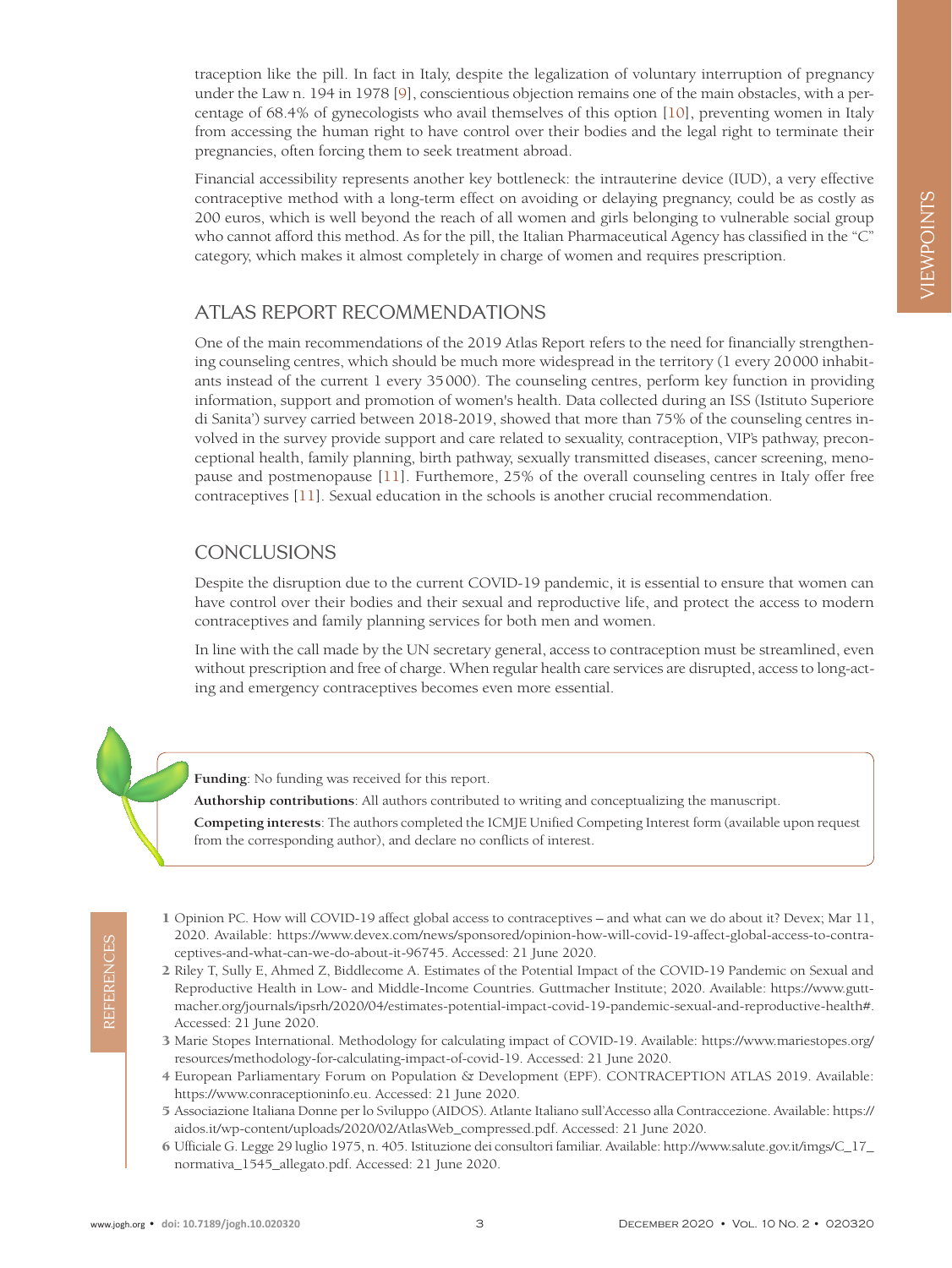traception like the pill. In fact in Italy, despite the legalization of voluntary interruption of pregnancy under the Law n. 194 in 1978 [9], conscientious objection remains one of the main obstacles, with a percentage of 68.4% of gynecologists who avail themselves of this option [10], preventing women in Italy from accessing the human right to have control over their bodies and the legal right to terminate their pregnancies, often forcing them to seek treatment abroad.

Financial accessibility represents another key bottleneck: the intrauterine device (IUD), a very effective contraceptive method with a long-term effect on avoiding or delaying pregnancy, could be as costly as 200 euros, which is well beyond the reach of all women and girls belonging to vulnerable social group who cannot afford this method. As for the pill, the Italian Pharmaceutical Agency has classified in the "C" category, which makes it almost completely in charge of women and requires prescription.

## ATLAS REPORT RECOMMENDATIONS

One of the main recommendations of the 2019 Atlas Report refers to the need for financially strengthening counseling centres, which should be much more widespread in the territory (1 every 20000 inhabitants instead of the current 1 every 35000). The counseling centres, perform key function in providing information, support and promotion of women's health. Data collected during an ISS (Istituto Superiore di Sanita') survey carried between 2018-2019, showed that more than 75% of the counseling centres involved in the survey provide support and care related to sexuality, contraception, VIP's pathway, preconceptional health, family planning, birth pathway, sexually transmitted diseases, cancer screening, menopause and postmenopause [11]. Furthermore, 25% of the overall counseling centres in Italy offer free contraceptives [11]. Sexual education in the schools is another crucial recommendation.

## CONCLUSIONS

Despite the disruption due to the current COVID-19 pandemic, it is essential to ensure that women can have control over their bodies and their sexual and reproductive life, and protect the access to modern contraceptives and family planning services for both men and women.

In line with the call made by the UN secretary general, access to contraception must be streamlined, even without prescription and free of charge. When regular health care services are disrupted, access to long-acting and emergency contraceptives becomes even more essential.

**Funding**: No funding was received for this report.

**Authorship contributions**: All authors contributed to writing and conceptualizing the manuscript.

**Competing interests**: The authors completed the ICMJE Unified Competing Interest form (available upon request from the corresponding author), and declare no conflicts of interest.

## REFERENCES

1 Opinion PC. How will COVID-19 affect global access to contraceptives – and what can we do about it? Devex; Mar 11, 2020. Available: https://www.devex.com/news/sponsored/opinion-how-will-covid-19-affect-global-access-to-contraceptives-and-what-can-we-do-about-it-96745. Accessed: 21 June 2020.

2 Riley T, Sully E, Ahmed Z, Biddlecome A. Estimates of the Potential Impact of the COVID-19 Pandemic on Sexual and Reproductive Health in Low- and Middle-Income Countries. Guttmacher Institute; 2020. Available: https://www.guttmacher.org/journals/ipsrh/2020/04/estimates-potential-impact-covid-19-pandemic-sexual-and-reproductive-health#. Accessed: 21 June 2020.

3 Marie Stopes International. Methodology for calculating impact of COVID-19. Available: https://www.mariestopes.org/resources/methodology-for-calculating-impact-of-covid-19. Accessed: 21 June 2020.

4 European Parliamentary Forum on Population & Development (EPF). CONTRACEPTION ATLAS 2019. Available: https://www.conraceptioninfo.eu. Accessed: 21 June 2020.

5 Associazione Italiana Donne per lo Sviluppo (AIDOS). Atlante Italiano sull'Accesso alla Contraccezione. Available: https://aidos.it/wp-content/uploads/2020/02/AtlasWeb_compressed.pdf. Accessed: 21 June 2020.

6 Ufficiale G. Legge 29 luglio 1975, n. 405. Istituzione dei consultori familiar. Available: http://www.salute.gov.it/imgs/C_17_normativa_1545_allegato.pdf. Accessed: 21 June 2020.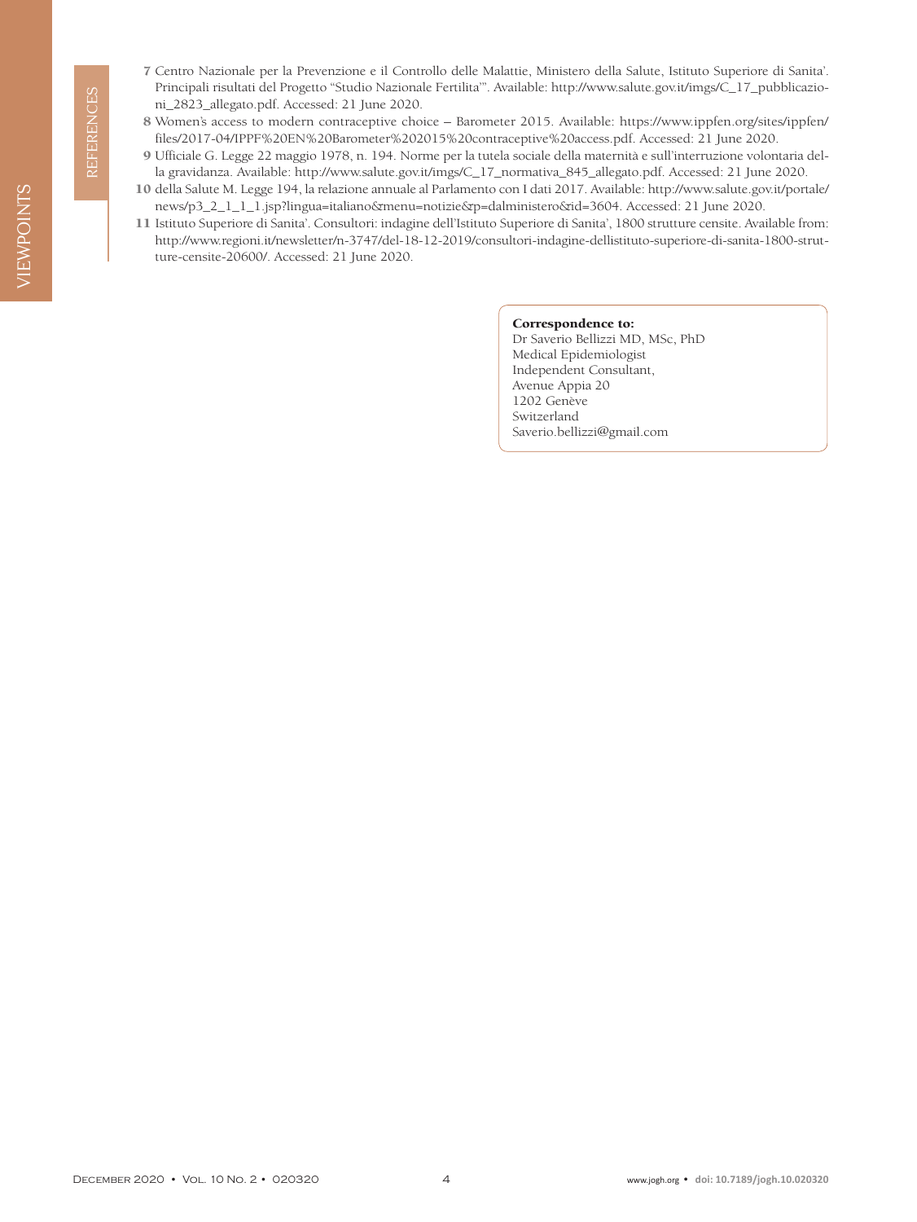7. Centro Nazionale per la Prevenzione e il Controllo delle Malattie, Ministero della Salute, Istituto Superiore di Sanita'. Principali risultati del Progetto "Studio Nazionale Fertilita'". Available: http://www.salute.gov.it/imgs/C_17_pubblicazioni_2823_allegato.pdf. Accessed: 21 June 2020.
8. Women's access to modern contraceptive choice – Barometer 2015. Available: https://www.ippfen.org/sites/ippfen/files/2017-04/IPPF%20EN%20Barometer%202015%20contraceptive%20access.pdf. Accessed: 21 June 2020.
9. Ufficiale G. Legge 22 maggio 1978, n. 194. Norme per la tutela sociale della maternità e sull'interruzione volontaria della gravidanza. Available: http://www.salute.gov.it/imgs/C_17_normativa_845_allegato.pdf. Accessed: 21 June 2020.
10. della Salute M. Legge 194, la relazione annuale al Parlamento con I dati 2017. Available: http://www.salute.gov.it/portale/news/p3_2_1_1_1.jsp?lingua=italiano&menu=notizie&p=dalministero&id=3604. Accessed: 21 June 2020.
11. Istituto Superiore di Sanita'. Consultori: indagine dell'Istituto Superiore di Sanita', 1800 strutture censite. Available from: http://www.regioni.it/newsletter/n-3747/del-18-12-2019/consultori-indagine-dellistituto-superiore-di-sanita-1800-strutture-censite-20600/. Accessed: 21 June 2020.

**Correspondence to:**
Dr Saverio Bellizzi MD, MSc, PhD
Medical Epidemiologist
Independent Consultant,
Avenue Appia 20
1202 Genève
Switzerland
Saverio.bellizzi@gmail.com